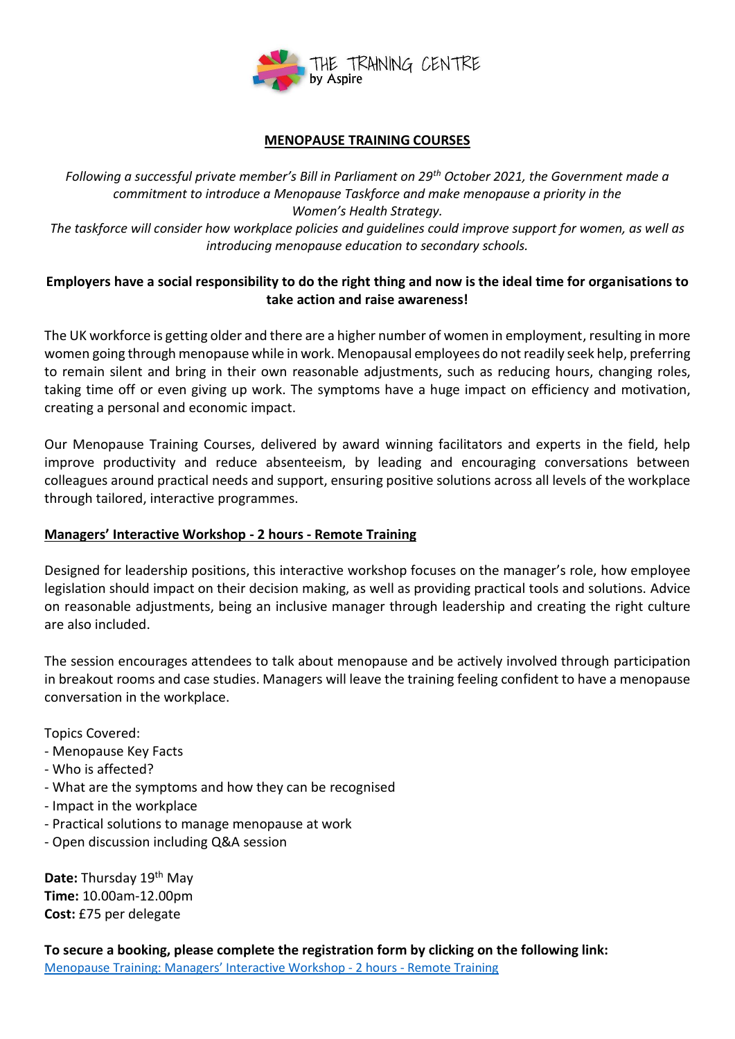THE TRAINING CENTRE by Aspire

# MENOPAUSE TRAINING COURSES

*Following a successful private member's Bill in Parliament on 29th October 2021, the Government made a commitment to introduce a Menopause Taskforce and make menopause a priority in the Women's Health Strategy.*
*The taskforce will consider how workplace policies and guidelines could improve support for women, as well as introducing menopause education to secondary schools.*

**Employers have a social responsibility to do the right thing and now is the ideal time for organisations to take action and raise awareness!**

The UK workforce is getting older and there are a higher number of women in employment, resulting in more women going through menopause while in work. Menopausal employees do not readily seek help, preferring to remain silent and bring in their own reasonable adjustments, such as reducing hours, changing roles, taking time off or even giving up work. The symptoms have a huge impact on efficiency and motivation, creating a personal and economic impact.

Our Menopause Training Courses, delivered by award winning facilitators and experts in the field, help improve productivity and reduce absenteeism, by leading and encouraging conversations between colleagues around practical needs and support, ensuring positive solutions across all levels of the workplace through tailored, interactive programmes.

## Managers' Interactive Workshop - 2 hours - Remote Training

Designed for leadership positions, this interactive workshop focuses on the manager's role, how employee legislation should impact on their decision making, as well as providing practical tools and solutions. Advice on reasonable adjustments, being an inclusive manager through leadership and creating the right culture are also included.

The session encourages attendees to talk about menopause and be actively involved through participation in breakout rooms and case studies. Managers will leave the training feeling confident to have a menopause conversation in the workplace.

Topics Covered:
- Menopause Key Facts
- Who is affected?
- What are the symptoms and how they can be recognised
- Impact in the workplace
- Practical solutions to manage menopause at work
- Open discussion including Q&A session

**Date:** Thursday 19th May
**Time:** 10.00am-12.00pm
**Cost:** £75 per delegate

**To secure a booking, please complete the registration form by clicking on the following link:**
Menopause Training: Managers' Interactive Workshop - 2 hours - Remote Training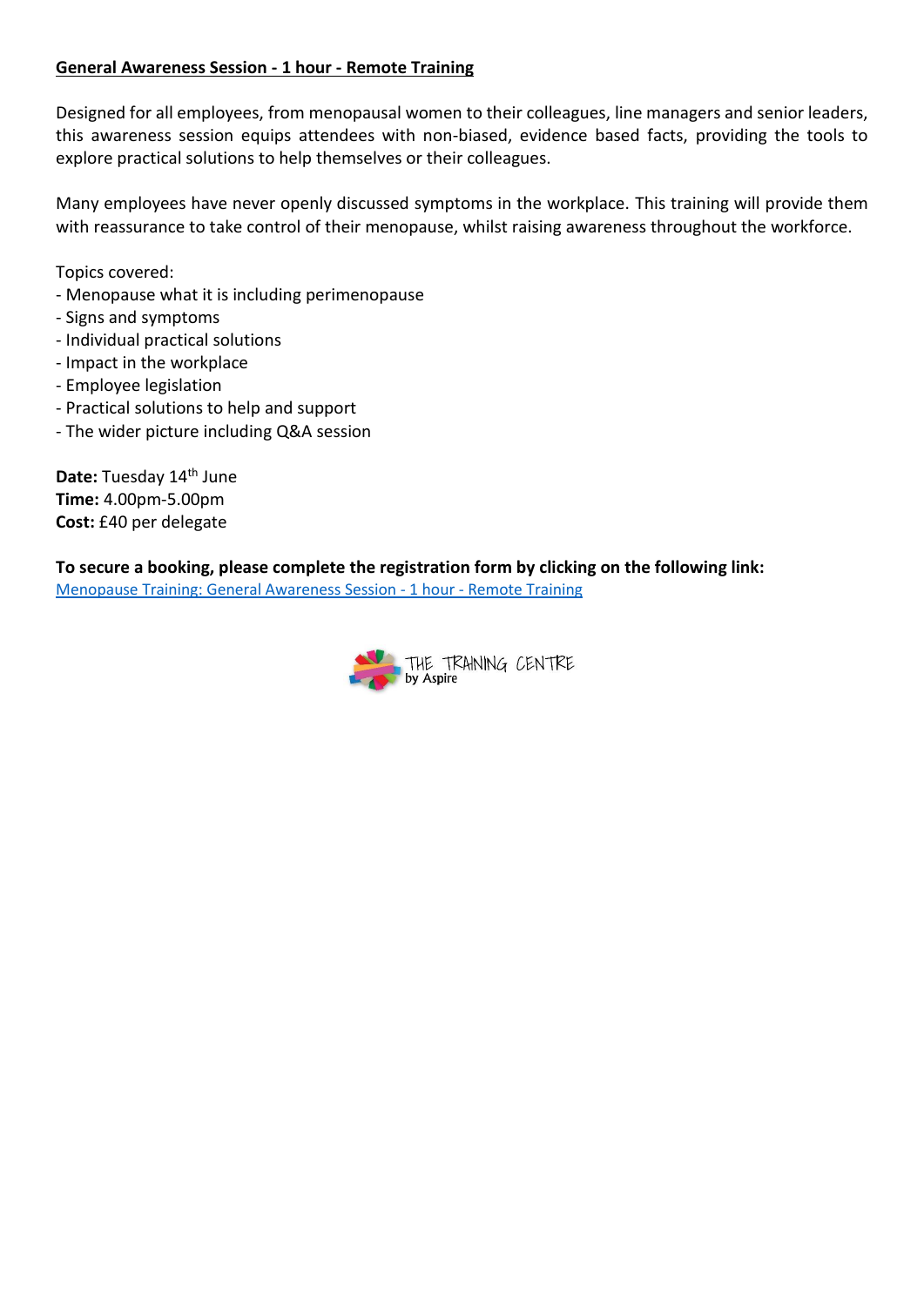## General Awareness Session - 1 hour - Remote Training

Designed for all employees, from menopausal women to their colleagues, line managers and senior leaders, this awareness session equips attendees with non-biased, evidence based facts, providing the tools to explore practical solutions to help themselves or their colleagues.

Many employees have never openly discussed symptoms in the workplace. This training will provide them with reassurance to take control of their menopause, whilst raising awareness throughout the workforce.

Topics covered:
- Menopause what it is including perimenopause
- Signs and symptoms
- Individual practical solutions
- Impact in the workplace
- Employee legislation
- Practical solutions to help and support
- The wider picture including Q&A session

**Date:** Tuesday 14th June
**Time:** 4.00pm-5.00pm
**Cost:** £40 per delegate

**To secure a booking, please complete the registration form by clicking on the following link:**
Menopause Training: General Awareness Session - 1 hour - Remote Training

THE TRAINING CENTRE by Aspire